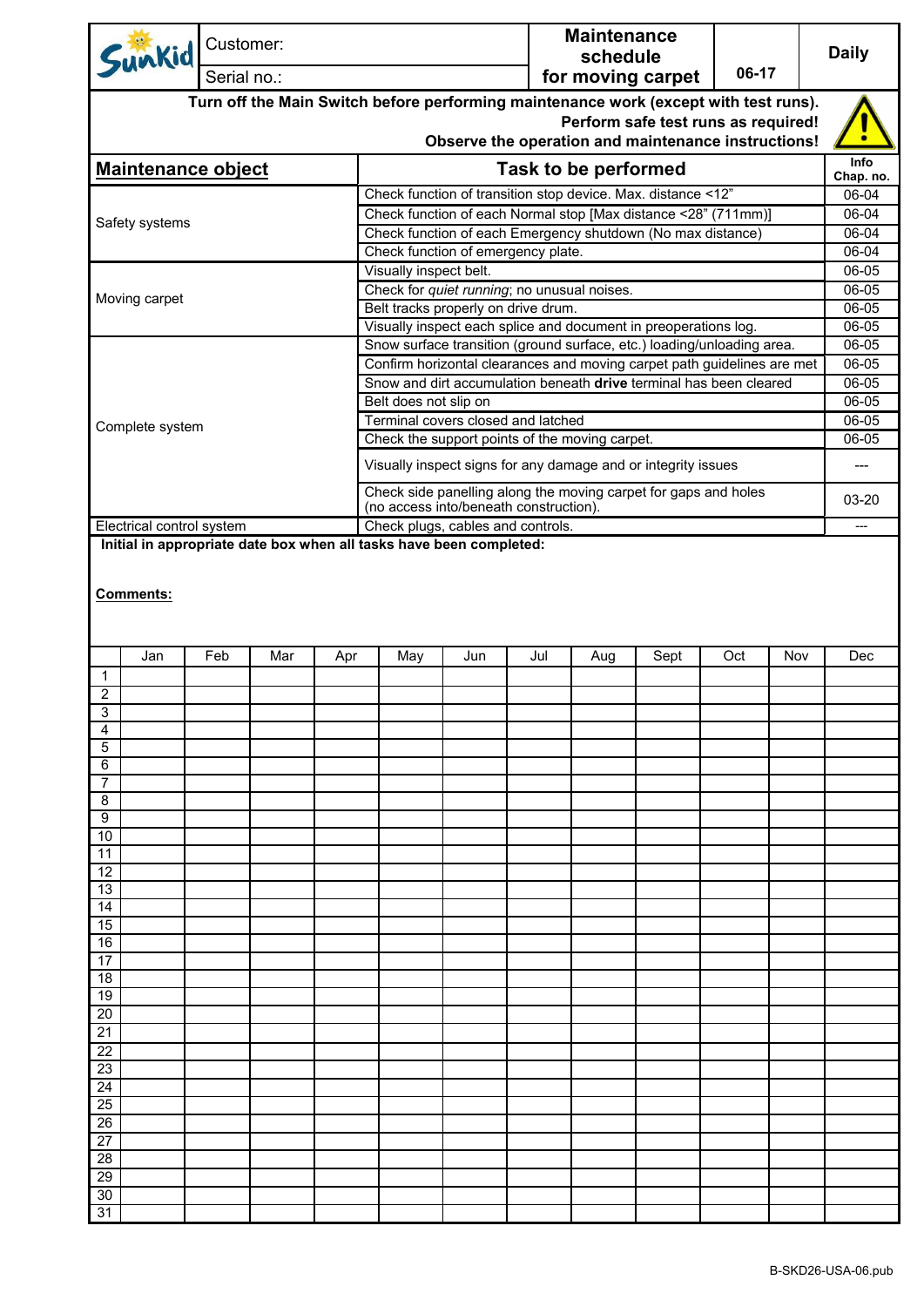| Sunkid | Customer: | Maintenance schedule for moving carpet | 06-17 | Daily |
|---|---|---|---|---|
| | Serial no.: | | | |

**Turn off the Main Switch before performing maintenance work (except with test runs).**
**Perform safe test runs as required!**
**Observe the operation and maintenance instructions!**

| Maintenance object | Task to be performed | Info Chap. no. |
|---|---|---|
| Safety systems | Check function of transition stop device. Max. distance <12" | 06-04 |
| | Check function of each Normal stop [Max distance <28" (711mm)] | 06-04 |
| | Check function of each Emergency shutdown (No max distance) | 06-04 |
| | Check function of emergency plate. | 06-04 |
| Moving carpet | Visually inspect belt. | 06-05 |
| | Check for *quiet running*; no unusual noises. | 06-05 |
| | Belt tracks properly on drive drum. | 06-05 |
| | Visually inspect each splice and document in preoperations log. | 06-05 |
| Complete system | Snow surface transition (ground surface, etc.) loading/unloading area. | 06-05 |
| | Confirm horizontal clearances and moving carpet path guidelines are met | 06-05 |
| | Snow and dirt accumulation beneath **drive** terminal has been cleared | 06-05 |
| | Belt does not slip on | 06-05 |
| | Terminal covers closed and latched | 06-05 |
| | Check the support points of the moving carpet. | 06-05 |
| | Visually inspect signs for any damage and or integrity issues | --- |
| | Check side panelling along the moving carpet for gaps and holes (no access into/beneath construction). | 03-20 |
| Electrical control system | Check plugs, cables and controls. | --- |

**Initial in appropriate date box when all tasks have been completed:**

**Comments:**

| | Jan | Feb | Mar | Apr | May | Jun | Jul | Aug | Sept | Oct | Nov | Dec |
|---|---|---|---|---|---|---|---|---|---|---|---|---|
| 1 | | | | | | | | | | | | |
| 2 | | | | | | | | | | | | |
| 3 | | | | | | | | | | | | |
| 4 | | | | | | | | | | | | |
| 5 | | | | | | | | | | | | |
| 6 | | | | | | | | | | | | |
| 7 | | | | | | | | | | | | |
| 8 | | | | | | | | | | | | |
| 9 | | | | | | | | | | | | |
| 10 | | | | | | | | | | | | |
| 11 | | | | | | | | | | | | |
| 12 | | | | | | | | | | | | |
| 13 | | | | | | | | | | | | |
| 14 | | | | | | | | | | | | |
| 15 | | | | | | | | | | | | |
| 16 | | | | | | | | | | | | |
| 17 | | | | | | | | | | | | |
| 18 | | | | | | | | | | | | |
| 19 | | | | | | | | | | | | |
| 20 | | | | | | | | | | | | |
| 21 | | | | | | | | | | | | |
| 22 | | | | | | | | | | | | |
| 23 | | | | | | | | | | | | |
| 24 | | | | | | | | | | | | |
| 25 | | | | | | | | | | | | |
| 26 | | | | | | | | | | | | |
| 27 | | | | | | | | | | | | |
| 28 | | | | | | | | | | | | |
| 29 | | | | | | | | | | | | |
| 30 | | | | | | | | | | | | |
| 31 | | | | | | | | | | | | |

B-SKD26-USA-06.pub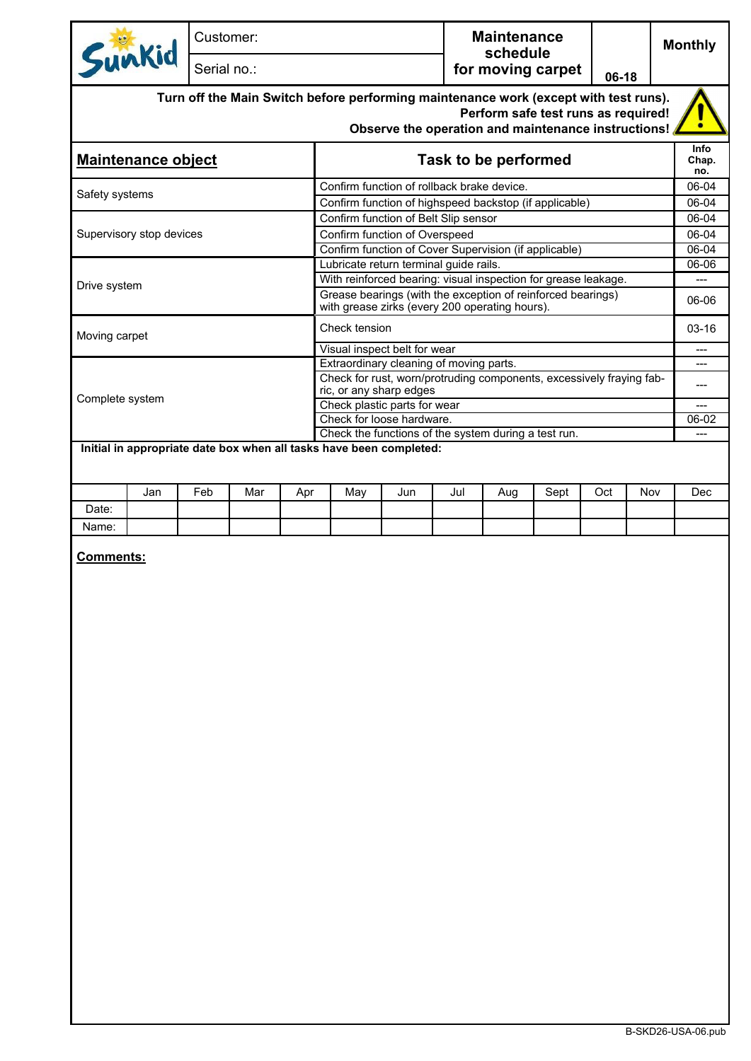| Sunkid | Customer: | Maintenance schedule for moving carpet | 06-18 | Monthly |
|---|---|---|---|---|
| | Serial no.: | | | |

**Turn off the Main Switch before performing maintenance work (except with test runs).**
**Perform safe test runs as required!**
**Observe the operation and maintenance instructions!**

| **Maintenance object** | **Task to be performed** | **Info Chap. no.** |
|---|---|---|
| Safety systems | Confirm function of rollback brake device. | 06-04 |
| | Confirm function of highspeed backstop (if applicable) | 06-04 |
| Supervisory stop devices | Confirm function of Belt Slip sensor | 06-04 |
| | Confirm function of Overspeed | 06-04 |
| | Confirm function of Cover Supervision (if applicable) | 06-04 |
| Drive system | Lubricate return terminal guide rails. | 06-06 |
| | With reinforced bearing: visual inspection for grease leakage. | --- |
| | Grease bearings (with the exception of reinforced bearings) with grease zirks (every 200 operating hours). | 06-06 |
| Moving carpet | Check tension | 03-16 |
| | Visual inspect belt for wear | --- |
| Complete system | Extraordinary cleaning of moving parts. | --- |
| | Check for rust, worn/protruding components, excessively fraying fabric, or any sharp edges | --- |
| | Check plastic parts for wear | --- |
| | Check for loose hardware. | 06-02 |
| | Check the functions of the system during a test run. | --- |

**Initial in appropriate date box when all tasks have been completed:**

| | Jan | Feb | Mar | Apr | May | Jun | Jul | Aug | Sept | Oct | Nov | Dec |
|---|---|---|---|---|---|---|---|---|---|---|---|---|
| Date: | | | | | | | | | | | | |
| Name: | | | | | | | | | | | | |

**Comments:**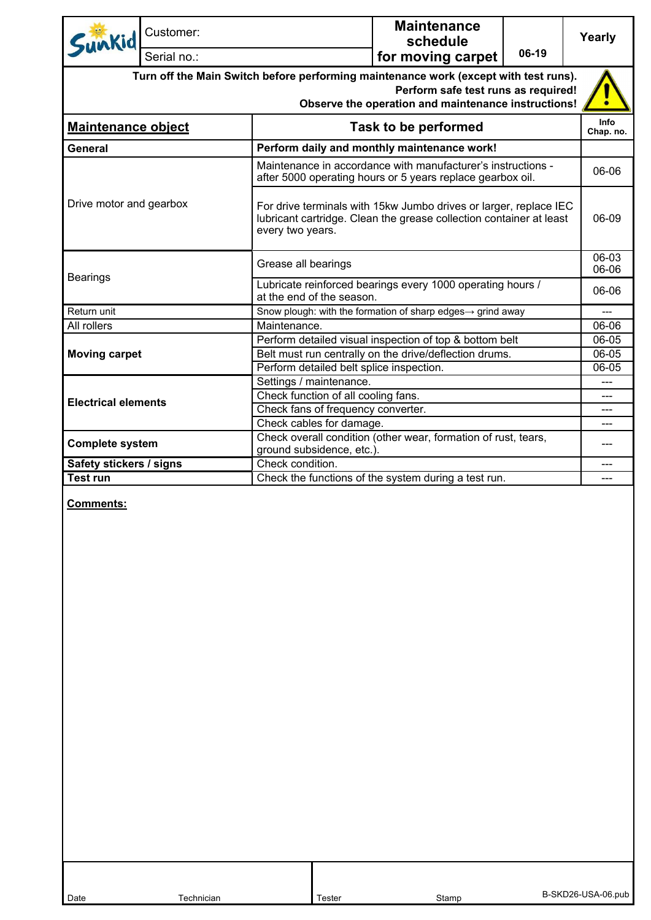| Sunkid | Customer: | Maintenance schedule for moving carpet | 06-19 | Yearly |
|---|---|---|---|---|
| | Serial no.: | | | |

**Turn off the Main Switch before performing maintenance work (except with test runs).**
**Perform safe test runs as required!**
**Observe the operation and maintenance instructions!**

| Maintenance object | Task to be performed | Info Chap. no. |
|---|---|---|
| **General** | **Perform daily and monthly maintenance work!** | |
| Drive motor and gearbox | Maintenance in accordance with manufacturer's instructions - after 5000 operating hours or 5 years replace gearbox oil. | 06-06 |
| | For drive terminals with 15kw Jumbo drives or larger, replace IEC lubricant cartridge. Clean the grease collection container at least every two years. | 06-09 |
| Bearings | Grease all bearings | 06-03 06-06 |
| | Lubricate reinforced bearings every 1000 operating hours / at the end of the season. | 06-06 |
| Return unit | Snow plough: with the formation of sharp edges→ grind away | --- |
| All rollers | Maintenance. | 06-06 |
| **Moving carpet** | Perform detailed visual inspection of top & bottom belt | 06-05 |
| | Belt must run centrally on the drive/deflection drums. | 06-05 |
| | Perform detailed belt splice inspection. | 06-05 |
| **Electrical elements** | Settings / maintenance. | --- |
| | Check function of all cooling fans. | --- |
| | Check fans of frequency converter. | --- |
| | Check cables for damage. | --- |
| **Complete system** | Check overall condition (other wear, formation of rust, tears, ground subsidence, etc.). | --- |
| **Safety stickers / signs** | Check condition. | --- |
| **Test run** | Check the functions of the system during a test run. | --- |

**Comments:**

| Date | Technician | Tester | Stamp |
|---|---|---|---|
| | | | |

B-SKD26-USA-06.pub